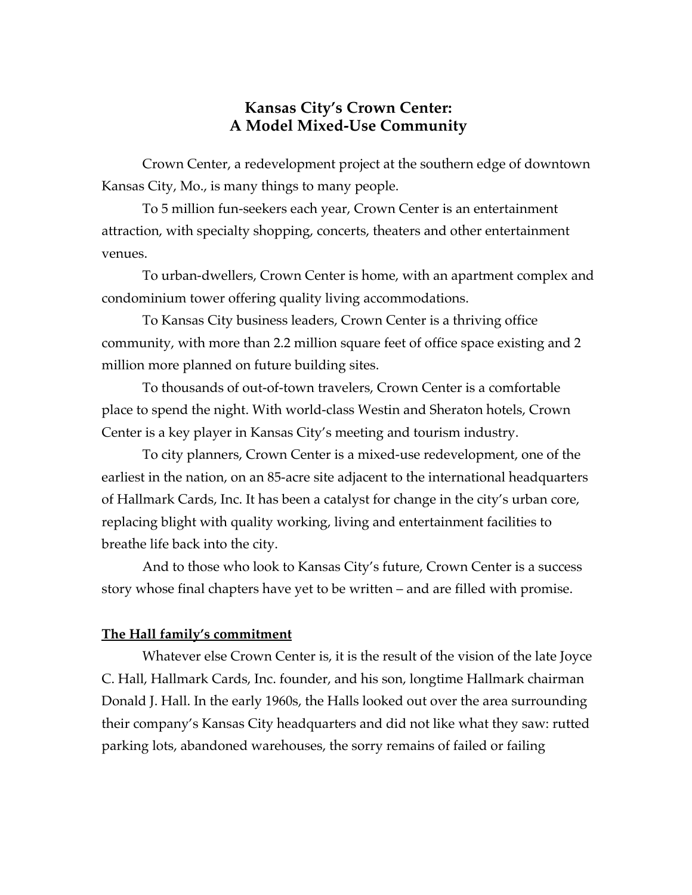# Kansas City's Crown Center: A Model Mixed-Use Community

Crown Center, a redevelopment project at the southern edge of downtown Kansas City, Mo., is many things to many people.

To 5 million fun-seekers each year, Crown Center is an entertainment attraction, with specialty shopping, concerts, theaters and other entertainment venues.

To urban-dwellers, Crown Center is home, with an apartment complex and condominium tower offering quality living accommodations.

To Kansas City business leaders, Crown Center is a thriving office community, with more than 2.2 million square feet of office space existing and 2 million more planned on future building sites.

To thousands of out-of-town travelers, Crown Center is a comfortable place to spend the night. With world-class Westin and Sheraton hotels, Crown Center is a key player in Kansas City's meeting and tourism industry.

To city planners, Crown Center is a mixed-use redevelopment, one of the earliest in the nation, on an 85-acre site adjacent to the international headquarters of Hallmark Cards, Inc. It has been a catalyst for change in the city's urban core, replacing blight with quality working, living and entertainment facilities to breathe life back into the city.

And to those who look to Kansas City's future, Crown Center is a success story whose final chapters have yet to be written – and are filled with promise.

**<u>The Hall family's commitment</u>**

Whatever else Crown Center is, it is the result of the vision of the late Joyce C. Hall, Hallmark Cards, Inc. founder, and his son, longtime Hallmark chairman Donald J. Hall. In the early 1960s, the Halls looked out over the area surrounding their company's Kansas City headquarters and did not like what they saw: rutted parking lots, abandoned warehouses, the sorry remains of failed or failing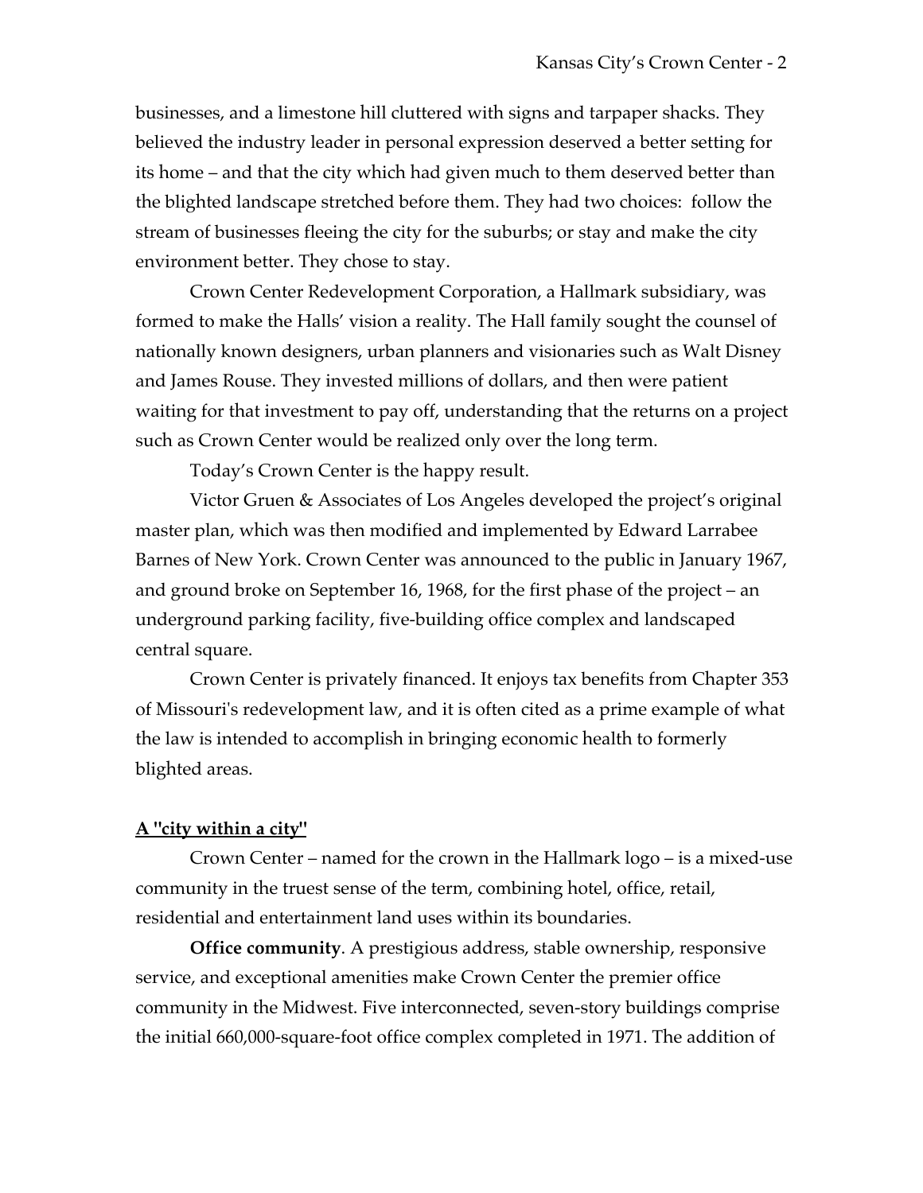businesses, and a limestone hill cluttered with signs and tarpaper shacks. They believed the industry leader in personal expression deserved a better setting for its home – and that the city which had given much to them deserved better than the blighted landscape stretched before them. They had two choices: follow the stream of businesses fleeing the city for the suburbs; or stay and make the city environment better. They chose to stay.

Crown Center Redevelopment Corporation, a Hallmark subsidiary, was formed to make the Halls' vision a reality. The Hall family sought the counsel of nationally known designers, urban planners and visionaries such as Walt Disney and James Rouse. They invested millions of dollars, and then were patient waiting for that investment to pay off, understanding that the returns on a project such as Crown Center would be realized only over the long term.

Today's Crown Center is the happy result.

Victor Gruen & Associates of Los Angeles developed the project's original master plan, which was then modified and implemented by Edward Larrabee Barnes of New York. Crown Center was announced to the public in January 1967, and ground broke on September 16, 1968, for the first phase of the project – an underground parking facility, five-building office complex and landscaped central square.

Crown Center is privately financed. It enjoys tax benefits from Chapter 353 of Missouri's redevelopment law, and it is often cited as a prime example of what the law is intended to accomplish in bringing economic health to formerly blighted areas.

## A "city within a city"

Crown Center – named for the crown in the Hallmark logo – is a mixed-use community in the truest sense of the term, combining hotel, office, retail, residential and entertainment land uses within its boundaries.

**Office community**. A prestigious address, stable ownership, responsive service, and exceptional amenities make Crown Center the premier office community in the Midwest. Five interconnected, seven-story buildings comprise the initial 660,000-square-foot office complex completed in 1971. The addition of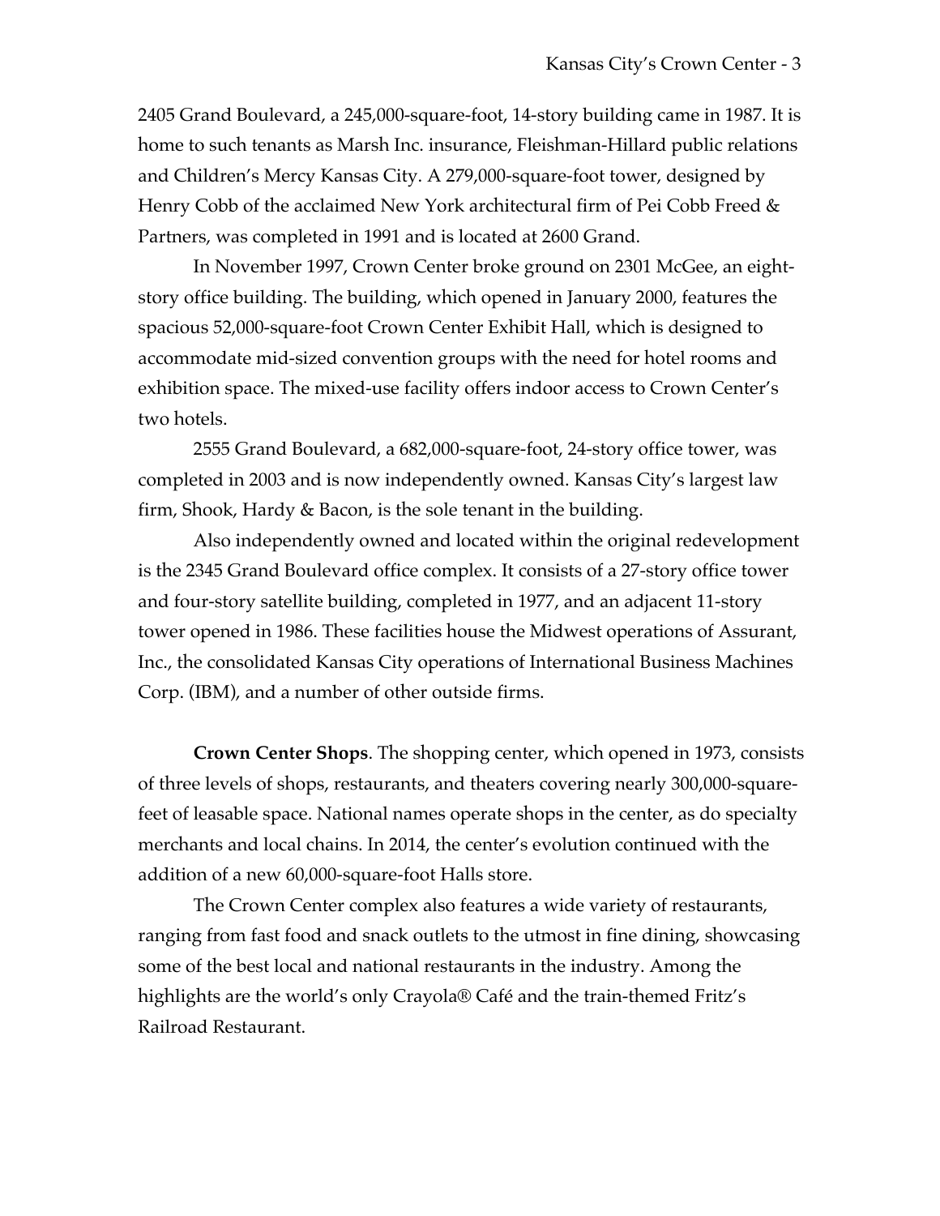2405 Grand Boulevard, a 245,000-square-foot, 14-story building came in 1987. It is home to such tenants as Marsh Inc. insurance, Fleishman-Hillard public relations and Children's Mercy Kansas City. A 279,000-square-foot tower, designed by Henry Cobb of the acclaimed New York architectural firm of Pei Cobb Freed & Partners, was completed in 1991 and is located at 2600 Grand.

In November 1997, Crown Center broke ground on 2301 McGee, an eight-story office building. The building, which opened in January 2000, features the spacious 52,000-square-foot Crown Center Exhibit Hall, which is designed to accommodate mid-sized convention groups with the need for hotel rooms and exhibition space. The mixed-use facility offers indoor access to Crown Center's two hotels.

2555 Grand Boulevard, a 682,000-square-foot, 24-story office tower, was completed in 2003 and is now independently owned. Kansas City's largest law firm, Shook, Hardy & Bacon, is the sole tenant in the building.

Also independently owned and located within the original redevelopment is the 2345 Grand Boulevard office complex. It consists of a 27-story office tower and four-story satellite building, completed in 1977, and an adjacent 11-story tower opened in 1986. These facilities house the Midwest operations of Assurant, Inc., the consolidated Kansas City operations of International Business Machines Corp. (IBM), and a number of other outside firms.

**Crown Center Shops**. The shopping center, which opened in 1973, consists of three levels of shops, restaurants, and theaters covering nearly 300,000-square-feet of leasable space. National names operate shops in the center, as do specialty merchants and local chains. In 2014, the center's evolution continued with the addition of a new 60,000-square-foot Halls store.

The Crown Center complex also features a wide variety of restaurants, ranging from fast food and snack outlets to the utmost in fine dining, showcasing some of the best local and national restaurants in the industry. Among the highlights are the world's only Crayola® Café and the train-themed Fritz's Railroad Restaurant.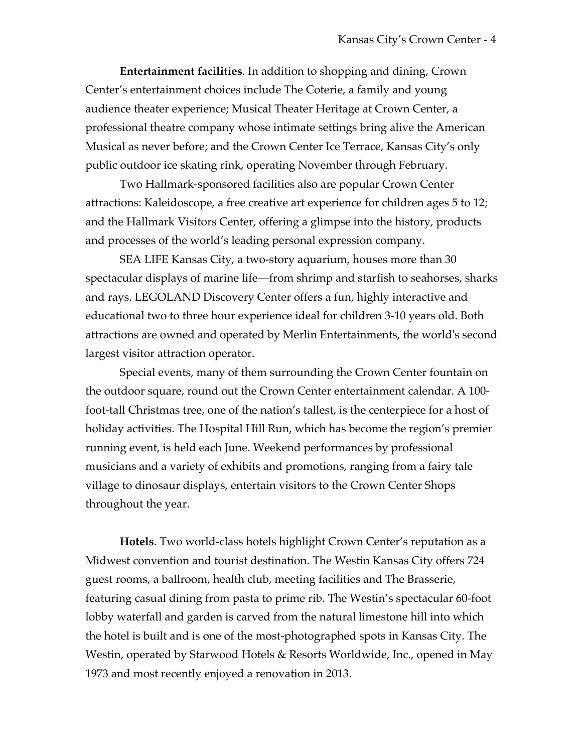**Entertainment facilities**. In addition to shopping and dining, Crown Center's entertainment choices include The Coterie, a family and young audience theater experience; Musical Theater Heritage at Crown Center, a professional theatre company whose intimate settings bring alive the American Musical as never before; and the Crown Center Ice Terrace, Kansas City's only public outdoor ice skating rink, operating November through February.

Two Hallmark-sponsored facilities also are popular Crown Center attractions: Kaleidoscope, a free creative art experience for children ages 5 to 12; and the Hallmark Visitors Center, offering a glimpse into the history, products and processes of the world's leading personal expression company.

SEA LIFE Kansas City, a two-story aquarium, houses more than 30 spectacular displays of marine life—from shrimp and starfish to seahorses, sharks and rays. LEGOLAND Discovery Center offers a fun, highly interactive and educational two to three hour experience ideal for children 3-10 years old. Both attractions are owned and operated by Merlin Entertainments, the world's second largest visitor attraction operator.

Special events, many of them surrounding the Crown Center fountain on the outdoor square, round out the Crown Center entertainment calendar. A 100-foot-tall Christmas tree, one of the nation's tallest, is the centerpiece for a host of holiday activities. The Hospital Hill Run, which has become the region's premier running event, is held each June. Weekend performances by professional musicians and a variety of exhibits and promotions, ranging from a fairy tale village to dinosaur displays, entertain visitors to the Crown Center Shops throughout the year.

**Hotels**. Two world-class hotels highlight Crown Center's reputation as a Midwest convention and tourist destination. The Westin Kansas City offers 724 guest rooms, a ballroom, health club, meeting facilities and The Brasserie, featuring casual dining from pasta to prime rib. The Westin's spectacular 60-foot lobby waterfall and garden is carved from the natural limestone hill into which the hotel is built and is one of the most-photographed spots in Kansas City. The Westin, operated by Starwood Hotels & Resorts Worldwide, Inc., opened in May 1973 and most recently enjoyed a renovation in 2013.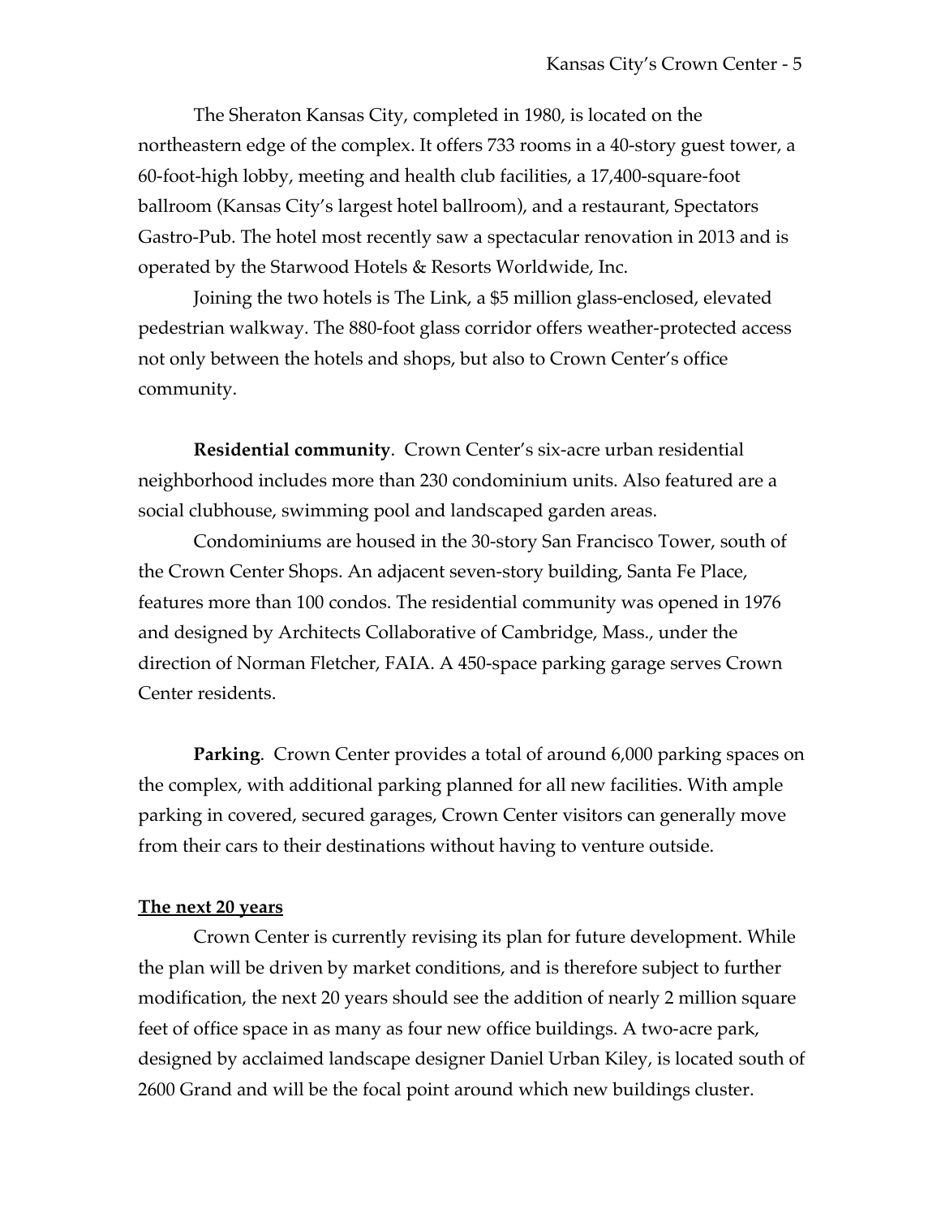The Sheraton Kansas City, completed in 1980, is located on the northeastern edge of the complex. It offers 733 rooms in a 40-story guest tower, a 60-foot-high lobby, meeting and health club facilities, a 17,400-square-foot ballroom (Kansas City's largest hotel ballroom), and a restaurant, Spectators Gastro-Pub. The hotel most recently saw a spectacular renovation in 2013 and is operated by the Starwood Hotels & Resorts Worldwide, Inc.

Joining the two hotels is The Link, a $5 million glass-enclosed, elevated pedestrian walkway. The 880-foot glass corridor offers weather-protected access not only between the hotels and shops, but also to Crown Center's office community.

**Residential community**. Crown Center's six-acre urban residential neighborhood includes more than 230 condominium units. Also featured are a social clubhouse, swimming pool and landscaped garden areas.

Condominiums are housed in the 30-story San Francisco Tower, south of the Crown Center Shops. An adjacent seven-story building, Santa Fe Place, features more than 100 condos. The residential community was opened in 1976 and designed by Architects Collaborative of Cambridge, Mass., under the direction of Norman Fletcher, FAIA. A 450-space parking garage serves Crown Center residents.

**Parking**. Crown Center provides a total of around 6,000 parking spaces on the complex, with additional parking planned for all new facilities. With ample parking in covered, secured garages, Crown Center visitors can generally move from their cars to their destinations without having to venture outside.

## The next 20 years

Crown Center is currently revising its plan for future development. While the plan will be driven by market conditions, and is therefore subject to further modification, the next 20 years should see the addition of nearly 2 million square feet of office space in as many as four new office buildings. A two-acre park, designed by acclaimed landscape designer Daniel Urban Kiley, is located south of 2600 Grand and will be the focal point around which new buildings cluster.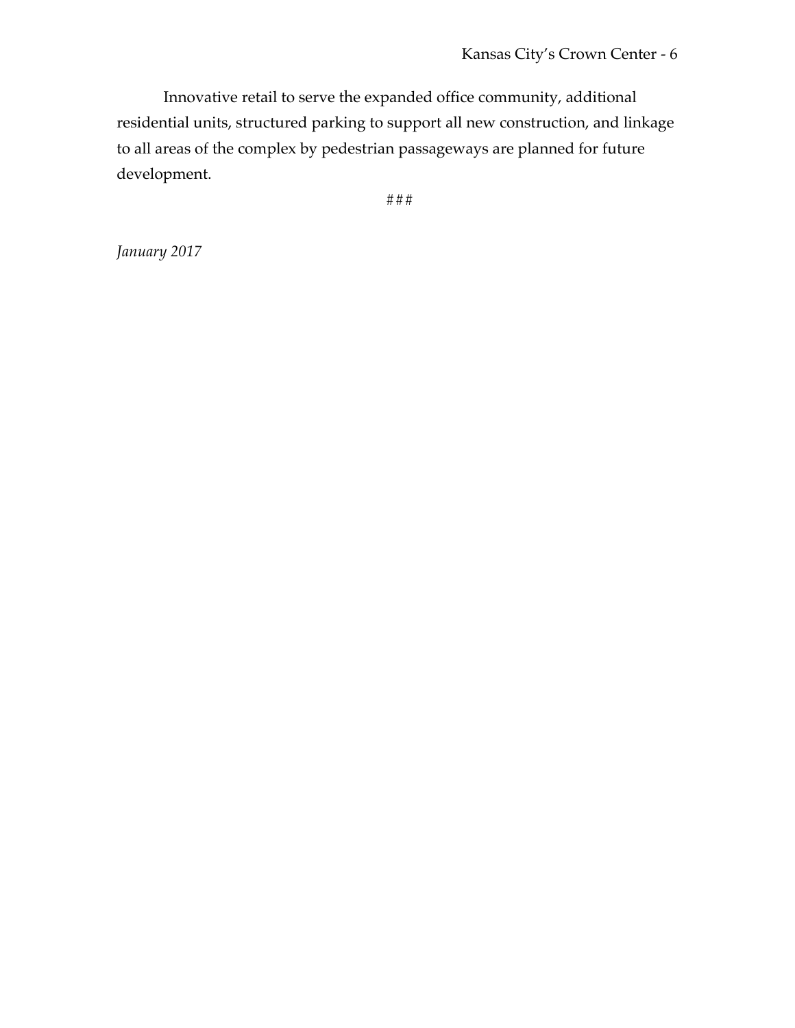Innovative retail to serve the expanded office community, additional residential units, structured parking to support all new construction, and linkage to all areas of the complex by pedestrian passageways are planned for future development.

###

*January 2017*